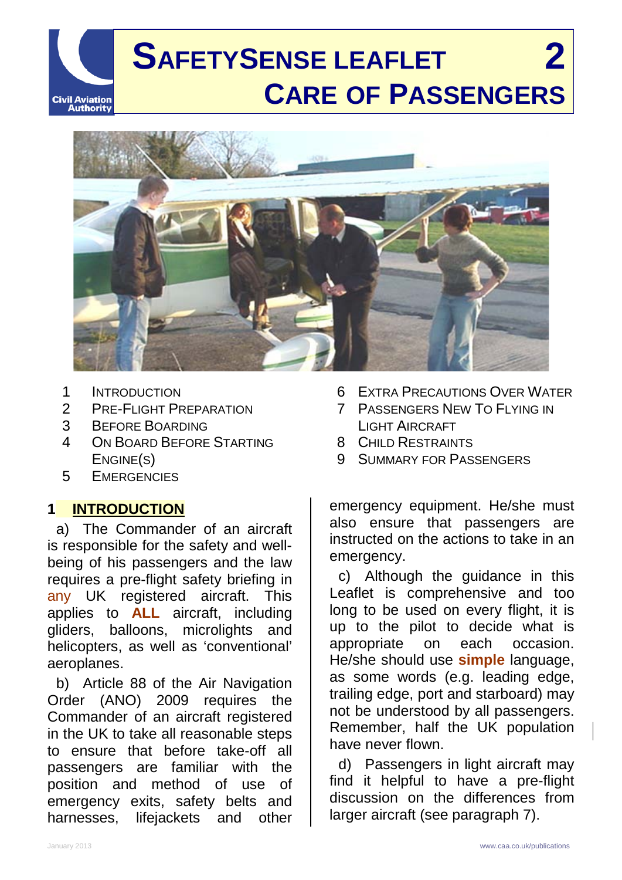# SAFETYSENSE LEAFLET 2
## CARE OF PASSENGERS

1. INTRODUCTION
2. PRE-FLIGHT PREPARATION
3. BEFORE BOARDING
4. ON BOARD BEFORE STARTING ENGINE(S)
5. EMERGENCIES
6. EXTRA PRECAUTIONS OVER WATER
7. PASSENGERS NEW TO FLYING IN LIGHT AIRCRAFT
8. CHILD RESTRAINTS
9. SUMMARY FOR PASSENGERS

## 1 INTRODUCTION

a) The Commander of an aircraft is responsible for the safety and well-being of his passengers and the law requires a pre-flight safety briefing in any UK registered aircraft. This applies to **ALL** aircraft, including gliders, balloons, microlights and helicopters, as well as 'conventional' aeroplanes.

b) Article 88 of the Air Navigation Order (ANO) 2009 requires the Commander of an aircraft registered in the UK to take all reasonable steps to ensure that before take-off all passengers are familiar with the position and method of use of emergency exits, safety belts and harnesses, lifejackets and other emergency equipment. He/she must also ensure that passengers are instructed on the actions to take in an emergency.

c) Although the guidance in this Leaflet is comprehensive and too long to be used on every flight, it is up to the pilot to decide what is appropriate on each occasion. He/she should use **simple** language, as some words (e.g. leading edge, trailing edge, port and starboard) may not be understood by all passengers. Remember, half the UK population have never flown.

d) Passengers in light aircraft may find it helpful to have a pre-flight discussion on the differences from larger aircraft (see paragraph 7).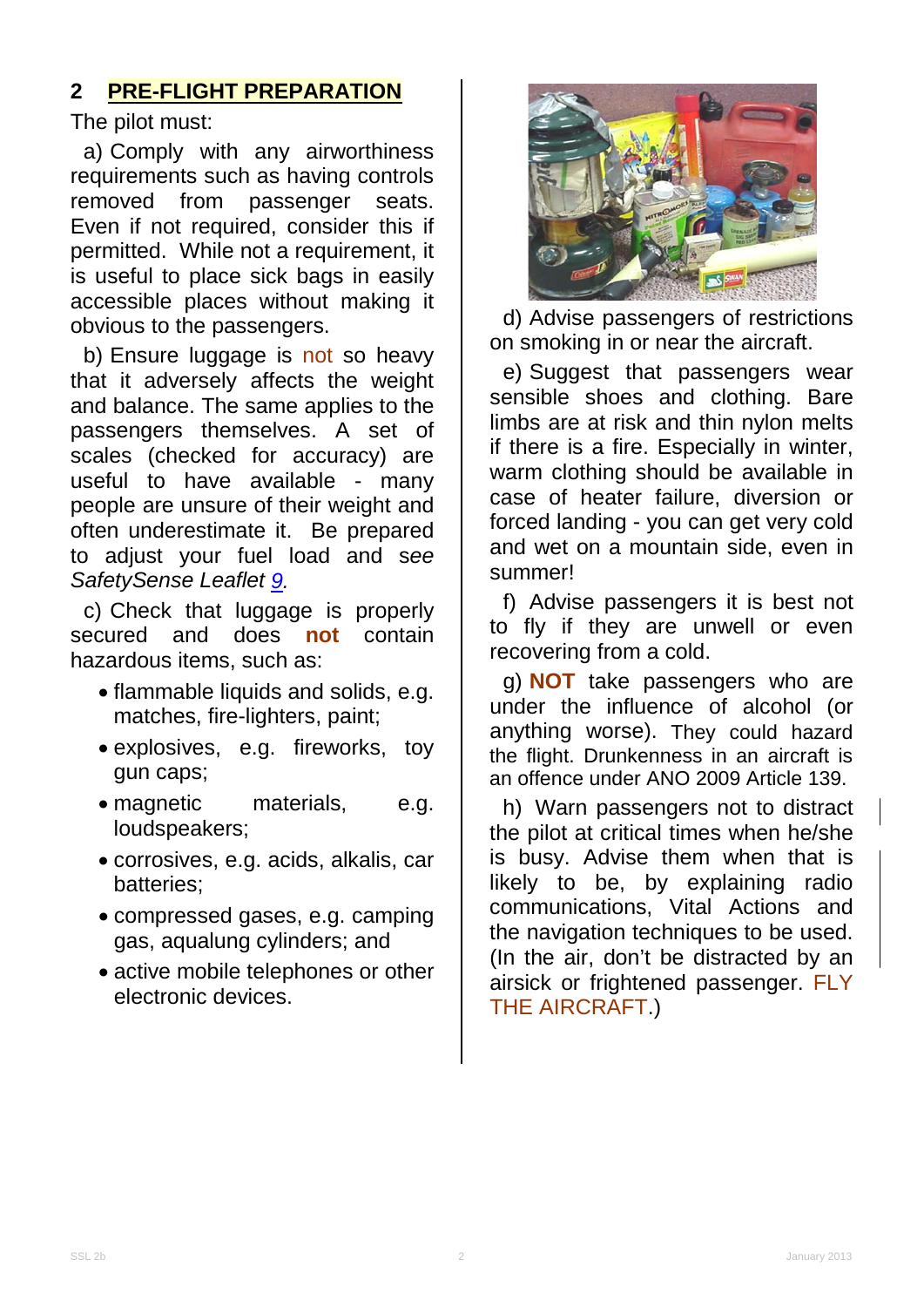## 2 PRE-FLIGHT PREPARATION

The pilot must:

a) Comply with any airworthiness requirements such as having controls removed from passenger seats. Even if not required, consider this if permitted. While not a requirement, it is useful to place sick bags in easily accessible places without making it obvious to the passengers.

b) Ensure luggage is not so heavy that it adversely affects the weight and balance. The same applies to the passengers themselves. A set of scales (checked for accuracy) are useful to have available - many people are unsure of their weight and often underestimate it. Be prepared to adjust your fuel load and *see SafetySense Leaflet 9*.

c) Check that luggage is properly secured and does **not** contain hazardous items, such as:

- flammable liquids and solids, e.g. matches, fire-lighters, paint;
- explosives, e.g. fireworks, toy gun caps;
- magnetic materials, e.g. loudspeakers;
- corrosives, e.g. acids, alkalis, car batteries;
- compressed gases, e.g. camping gas, aqualung cylinders; and
- active mobile telephones or other electronic devices.

d) Advise passengers of restrictions on smoking in or near the aircraft.

e) Suggest that passengers wear sensible shoes and clothing. Bare limbs are at risk and thin nylon melts if there is a fire. Especially in winter, warm clothing should be available in case of heater failure, diversion or forced landing - you can get very cold and wet on a mountain side, even in summer!

f) Advise passengers it is best not to fly if they are unwell or even recovering from a cold.

g) **NOT** take passengers who are under the influence of alcohol (or anything worse). They could hazard the flight. Drunkenness in an aircraft is an offence under ANO 2009 Article 139.

h) Warn passengers not to distract the pilot at critical times when he/she is busy. Advise them when that is likely to be, by explaining radio communications, Vital Actions and the navigation techniques to be used. (In the air, don't be distracted by an airsick or frightened passenger. FLY THE AIRCRAFT.)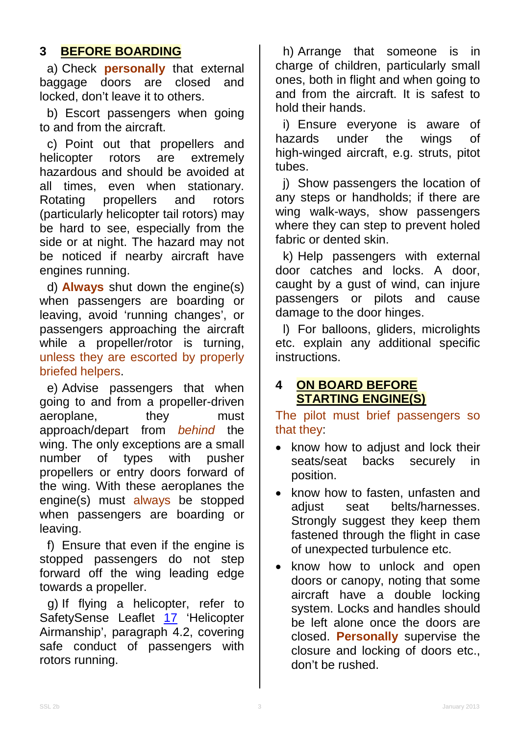## 3 BEFORE BOARDING

a) Check **personally** that external baggage doors are closed and locked, don't leave it to others.

b) Escort passengers when going to and from the aircraft.

c) Point out that propellers and helicopter rotors are extremely hazardous and should be avoided at all times, even when stationary. Rotating propellers and rotors (particularly helicopter tail rotors) may be hard to see, especially from the side or at night. The hazard may not be noticed if nearby aircraft have engines running.

d) **Always** shut down the engine(s) when passengers are boarding or leaving, avoid 'running changes', or passengers approaching the aircraft while a propeller/rotor is turning, unless they are escorted by properly briefed helpers.

e) Advise passengers that when going to and from a propeller-driven aeroplane, they must approach/depart from *behind* the wing. The only exceptions are a small number of types with pusher propellers or entry doors forward of the wing. With these aeroplanes the engine(s) must always be stopped when passengers are boarding or leaving.

f) Ensure that even if the engine is stopped passengers do not step forward off the wing leading edge towards a propeller.

g) If flying a helicopter, refer to SafetySense Leaflet 17 'Helicopter Airmanship', paragraph 4.2, covering safe conduct of passengers with rotors running.

h) Arrange that someone is in charge of children, particularly small ones, both in flight and when going to and from the aircraft. It is safest to hold their hands.

i) Ensure everyone is aware of hazards under the wings of high-winged aircraft, e.g. struts, pitot tubes.

j) Show passengers the location of any steps or handholds; if there are wing walk-ways, show passengers where they can step to prevent holed fabric or dented skin.

k) Help passengers with external door catches and locks. A door, caught by a gust of wind, can injure passengers or pilots and cause damage to the door hinges.

l) For balloons, gliders, microlights etc. explain any additional specific instructions.

## 4 ON BOARD BEFORE STARTING ENGINE(S)

The pilot must brief passengers so that they:

- know how to adjust and lock their seats/seat backs securely in position.
- know how to fasten, unfasten and adjust seat belts/harnesses. Strongly suggest they keep them fastened through the flight in case of unexpected turbulence etc.
- know how to unlock and open doors or canopy, noting that some aircraft have a double locking system. Locks and handles should be left alone once the doors are closed. **Personally** supervise the closure and locking of doors etc., don't be rushed.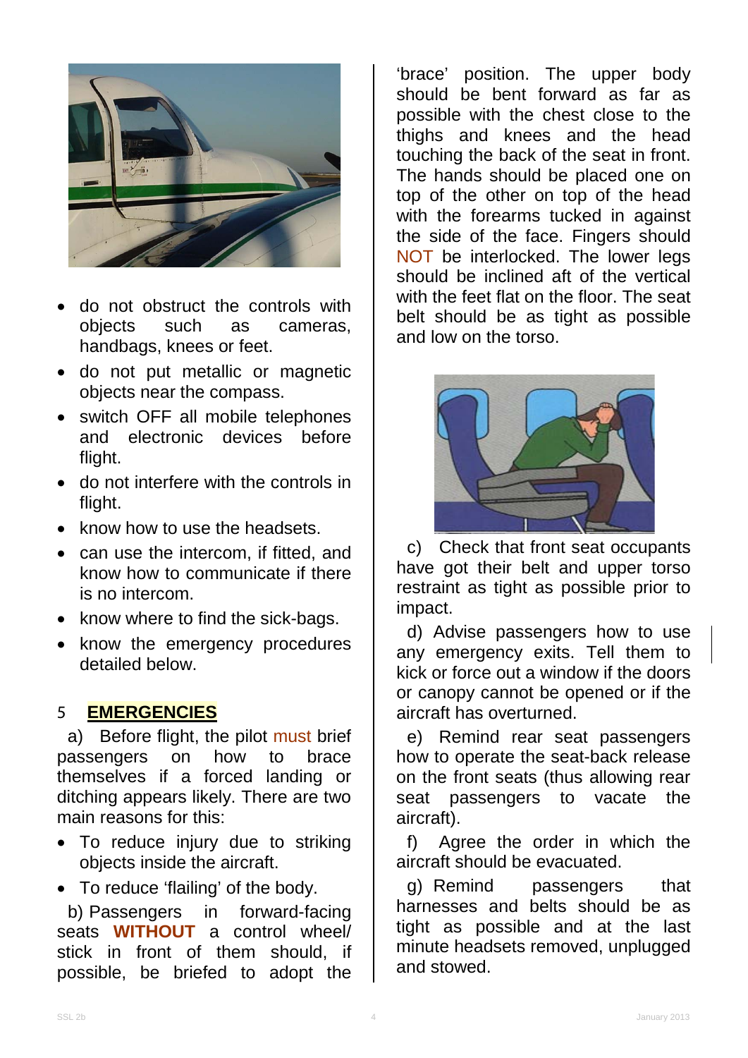- do not obstruct the controls with objects such as cameras, handbags, knees or feet.
- do not put metallic or magnetic objects near the compass.
- switch OFF all mobile telephones and electronic devices before flight.
- do not interfere with the controls in flight.
- know how to use the headsets.
- can use the intercom, if fitted, and know how to communicate if there is no intercom.
- know where to find the sick-bags.
- know the emergency procedures detailed below.

## 5 EMERGENCIES

a) Before flight, the pilot must brief passengers on how to brace themselves if a forced landing or ditching appears likely. There are two main reasons for this:

- To reduce injury due to striking objects inside the aircraft.
- To reduce 'flailing' of the body.

b) Passengers in forward-facing seats **WITHOUT** a control wheel/ stick in front of them should, if possible, be briefed to adopt the 'brace' position. The upper body should be bent forward as far as possible with the chest close to the thighs and knees and the head touching the back of the seat in front. The hands should be placed one on top of the other on top of the head with the forearms tucked in against the side of the face. Fingers should NOT be interlocked. The lower legs should be inclined aft of the vertical with the feet flat on the floor. The seat belt should be as tight as possible and low on the torso.

c) Check that front seat occupants have got their belt and upper torso restraint as tight as possible prior to impact.

d) Advise passengers how to use any emergency exits. Tell them to kick or force out a window if the doors or canopy cannot be opened or if the aircraft has overturned.

e) Remind rear seat passengers how to operate the seat-back release on the front seats (thus allowing rear seat passengers to vacate the aircraft).

f) Agree the order in which the aircraft should be evacuated.

g) Remind passengers that harnesses and belts should be as tight as possible and at the last minute headsets removed, unplugged and stowed.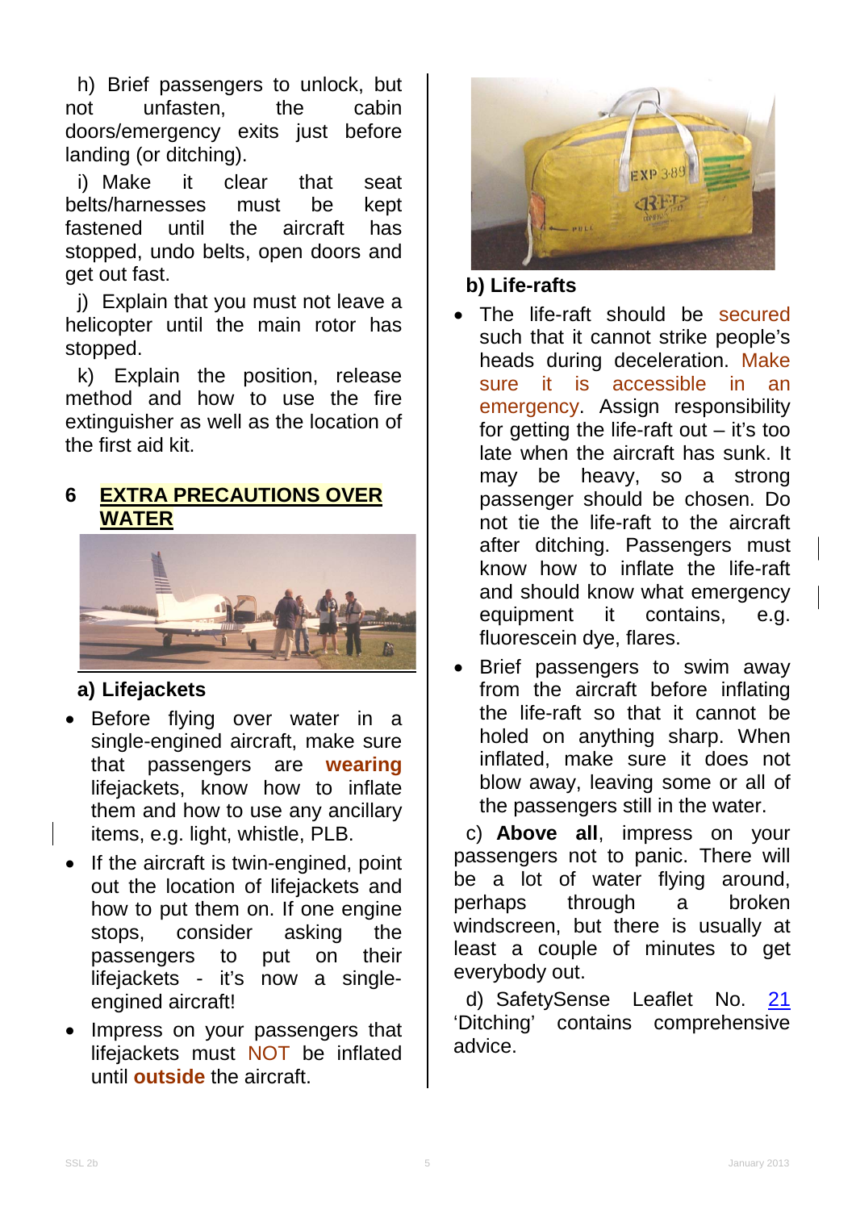h) Brief passengers to unlock, but not unfasten, the cabin doors/emergency exits just before landing (or ditching).

i) Make it clear that seat belts/harnesses must be kept fastened until the aircraft has stopped, undo belts, open doors and get out fast.

j) Explain that you must not leave a helicopter until the main rotor has stopped.

k) Explain the position, release method and how to use the fire extinguisher as well as the location of the first aid kit.

## 6 EXTRA PRECAUTIONS OVER WATER

### a) Lifejackets

- Before flying over water in a single-engined aircraft, make sure that passengers are **wearing** lifejackets, know how to inflate them and how to use any ancillary items, e.g. light, whistle, PLB.
- If the aircraft is twin-engined, point out the location of lifejackets and how to put them on. If one engine stops, consider asking the passengers to put on their lifejackets - it's now a single-engined aircraft!
- Impress on your passengers that lifejackets must NOT be inflated until **outside** the aircraft.

### b) Life-rafts

- The life-raft should be secured such that it cannot strike people's heads during deceleration. Make sure it is accessible in an emergency. Assign responsibility for getting the life-raft out – it's too late when the aircraft has sunk. It may be heavy, so a strong passenger should be chosen. Do not tie the life-raft to the aircraft after ditching. Passengers must know how to inflate the life-raft and should know what emergency equipment it contains, e.g. fluorescein dye, flares.
- Brief passengers to swim away from the aircraft before inflating the life-raft so that it cannot be holed on anything sharp. When inflated, make sure it does not blow away, leaving some or all of the passengers still in the water.

c) **Above all**, impress on your passengers not to panic. There will be a lot of water flying around, perhaps through a broken windscreen, but there is usually at least a couple of minutes to get everybody out.

d) SafetySense Leaflet No. 21 'Ditching' contains comprehensive advice.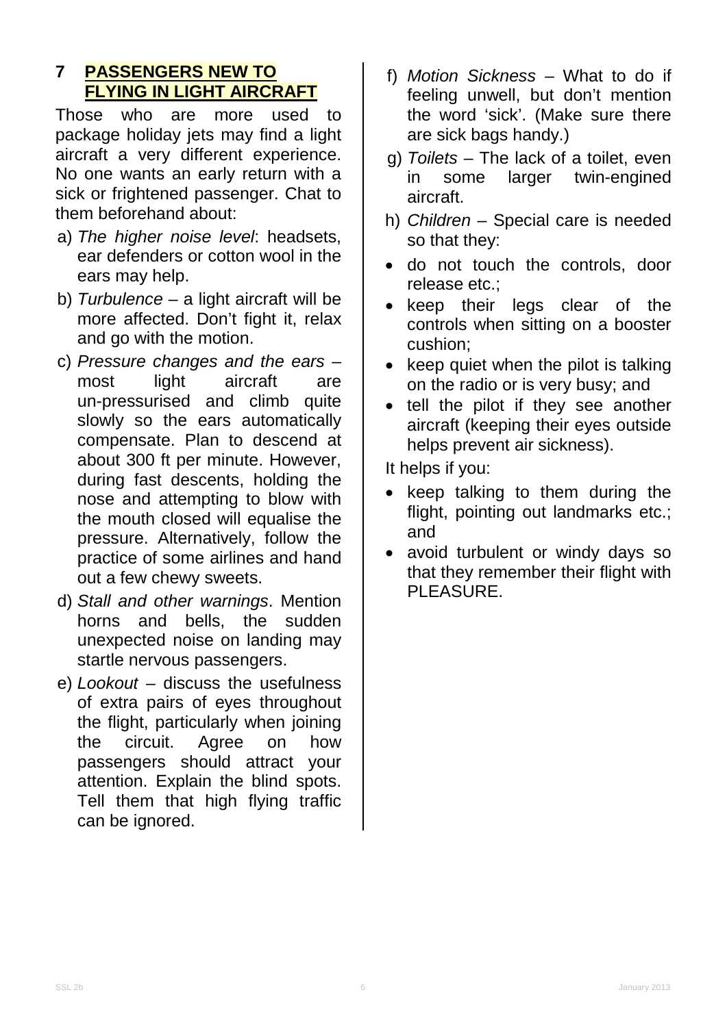## 7 PASSENGERS NEW TO FLYING IN LIGHT AIRCRAFT

Those who are more used to package holiday jets may find a light aircraft a very different experience. No one wants an early return with a sick or frightened passenger. Chat to them beforehand about:

a) *The higher noise level*: headsets, ear defenders or cotton wool in the ears may help.

b) *Turbulence* – a light aircraft will be more affected. Don't fight it, relax and go with the motion.

c) *Pressure changes and the ears* – most light aircraft are un-pressurised and climb quite slowly so the ears automatically compensate. Plan to descend at about 300 ft per minute. However, during fast descents, holding the nose and attempting to blow with the mouth closed will equalise the pressure. Alternatively, follow the practice of some airlines and hand out a few chewy sweets.

d) *Stall and other warnings*. Mention horns and bells, the sudden unexpected noise on landing may startle nervous passengers.

e) *Lookout* – discuss the usefulness of extra pairs of eyes throughout the flight, particularly when joining the circuit. Agree on how passengers should attract your attention. Explain the blind spots. Tell them that high flying traffic can be ignored.

f) *Motion Sickness* – What to do if feeling unwell, but don't mention the word 'sick'. (Make sure there are sick bags handy.)

g) *Toilets* – The lack of a toilet, even in some larger twin-engined aircraft.

h) *Children* – Special care is needed so that they:

- do not touch the controls, door release etc.;
- keep their legs clear of the controls when sitting on a booster cushion;
- keep quiet when the pilot is talking on the radio or is very busy; and
- tell the pilot if they see another aircraft (keeping their eyes outside helps prevent air sickness).

It helps if you:

- keep talking to them during the flight, pointing out landmarks etc.; and
- avoid turbulent or windy days so that they remember their flight with PLEASURE.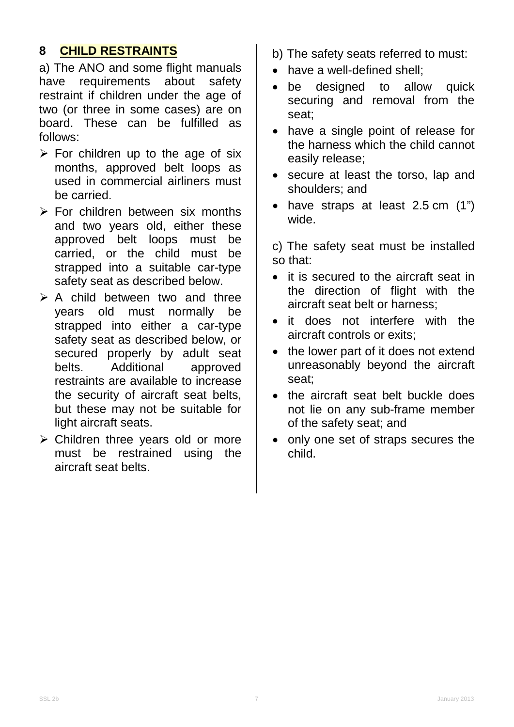## 8 CHILD RESTRAINTS

a) The ANO and some flight manuals have requirements about safety restraint if children under the age of two (or three in some cases) are on board. These can be fulfilled as follows:

- For children up to the age of six months, approved belt loops as used in commercial airliners must be carried.
- For children between six months and two years old, either these approved belt loops must be carried, or the child must be strapped into a suitable car-type safety seat as described below.
- A child between two and three years old must normally be strapped into either a car-type safety seat as described below, or secured properly by adult seat belts. Additional approved restraints are available to increase the security of aircraft seat belts, but these may not be suitable for light aircraft seats.
- Children three years old or more must be restrained using the aircraft seat belts.

b) The safety seats referred to must:

- have a well-defined shell;
- be designed to allow quick securing and removal from the seat;
- have a single point of release for the harness which the child cannot easily release;
- secure at least the torso, lap and shoulders; and
- have straps at least 2.5 cm (1") wide.

c) The safety seat must be installed so that:

- it is secured to the aircraft seat in the direction of flight with the aircraft seat belt or harness;
- it does not interfere with the aircraft controls or exits;
- the lower part of it does not extend unreasonably beyond the aircraft seat;
- the aircraft seat belt buckle does not lie on any sub-frame member of the safety seat; and
- only one set of straps secures the child.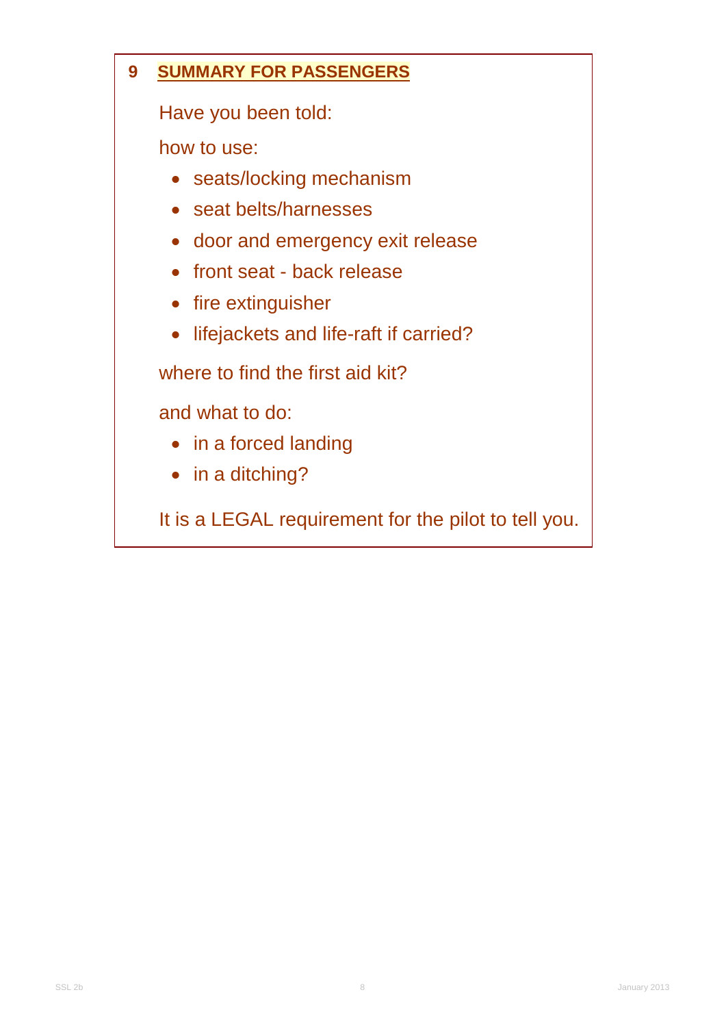## 9 SUMMARY FOR PASSENGERS

Have you been told:

how to use:

- seats/locking mechanism
- seat belts/harnesses
- door and emergency exit release
- front seat - back release
- fire extinguisher
- lifejackets and life-raft if carried?

where to find the first aid kit?

and what to do:

- in a forced landing
- in a ditching?

It is a LEGAL requirement for the pilot to tell you.